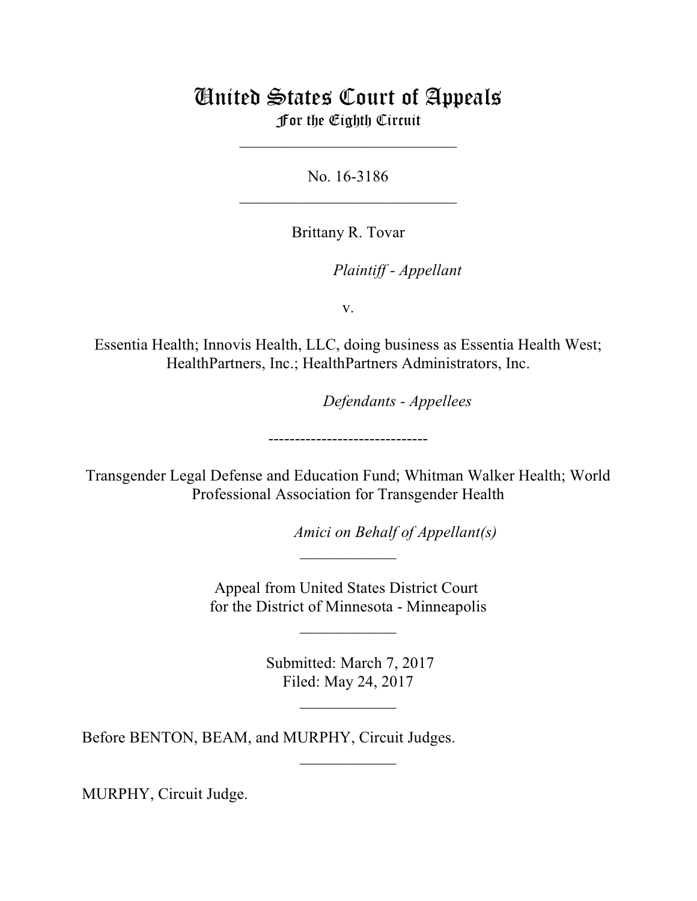# United States Court of Appeals
## For the Eighth Circuit

---

No. 16-3186

---

Brittany R. Tovar

*Plaintiff - Appellant*

v.

Essentia Health; Innovis Health, LLC, doing business as Essentia Health West; HealthPartners, Inc.; HealthPartners Administrators, Inc.

*Defendants - Appellees*

------------------------------

Transgender Legal Defense and Education Fund; Whitman Walker Health; World Professional Association for Transgender Health

*Amici on Behalf of Appellant(s)*

---

Appeal from United States District Court
for the District of Minnesota - Minneapolis

---

Submitted: March 7, 2017
Filed: May 24, 2017

---

Before BENTON, BEAM, and MURPHY, Circuit Judges.

---

MURPHY, Circuit Judge.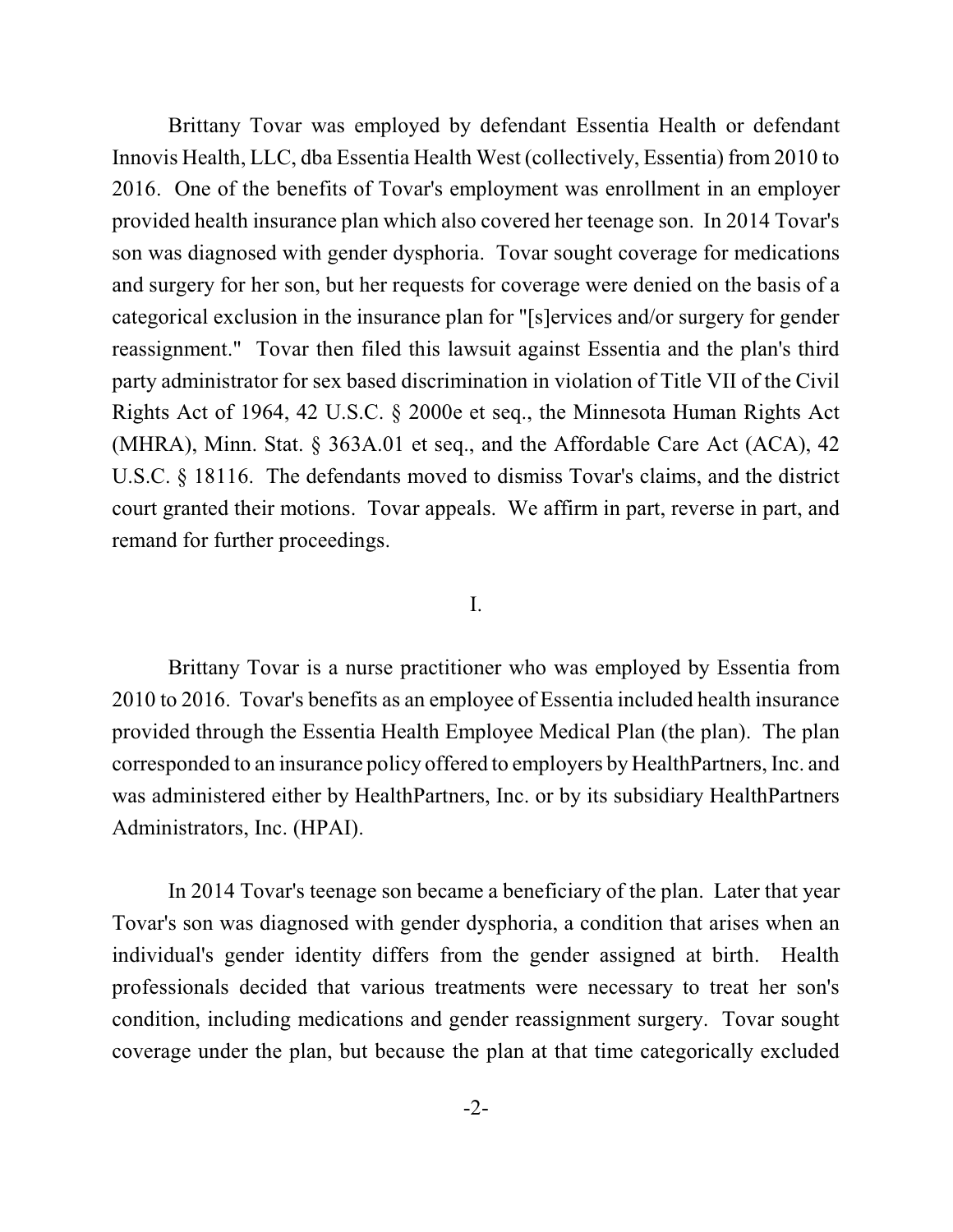Brittany Tovar was employed by defendant Essentia Health or defendant Innovis Health, LLC, dba Essentia Health West (collectively, Essentia) from 2010 to 2016. One of the benefits of Tovar's employment was enrollment in an employer provided health insurance plan which also covered her teenage son. In 2014 Tovar's son was diagnosed with gender dysphoria. Tovar sought coverage for medications and surgery for her son, but her requests for coverage were denied on the basis of a categorical exclusion in the insurance plan for "[s]ervices and/or surgery for gender reassignment." Tovar then filed this lawsuit against Essentia and the plan's third party administrator for sex based discrimination in violation of Title VII of the Civil Rights Act of 1964, 42 U.S.C. § 2000e et seq., the Minnesota Human Rights Act (MHRA), Minn. Stat. § 363A.01 et seq., and the Affordable Care Act (ACA), 42 U.S.C. § 18116. The defendants moved to dismiss Tovar's claims, and the district court granted their motions. Tovar appeals. We affirm in part, reverse in part, and remand for further proceedings.

## I.

Brittany Tovar is a nurse practitioner who was employed by Essentia from 2010 to 2016. Tovar's benefits as an employee of Essentia included health insurance provided through the Essentia Health Employee Medical Plan (the plan). The plan corresponded to an insurance policy offered to employers by HealthPartners, Inc. and was administered either by HealthPartners, Inc. or by its subsidiary HealthPartners Administrators, Inc. (HPAI).

In 2014 Tovar's teenage son became a beneficiary of the plan. Later that year Tovar's son was diagnosed with gender dysphoria, a condition that arises when an individual's gender identity differs from the gender assigned at birth. Health professionals decided that various treatments were necessary to treat her son's condition, including medications and gender reassignment surgery. Tovar sought coverage under the plan, but because the plan at that time categorically excluded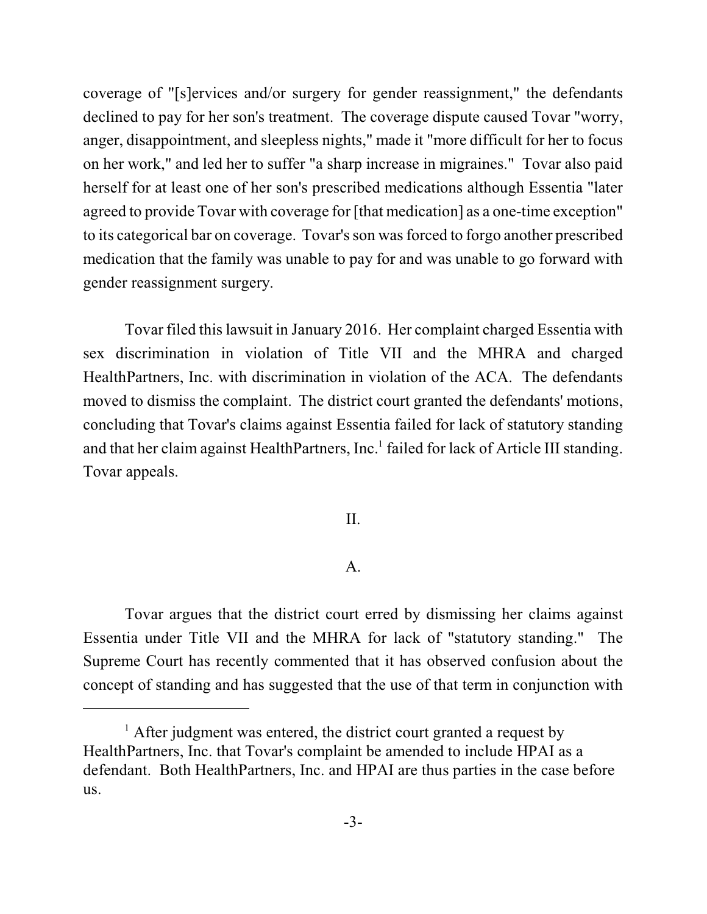coverage of "[s]ervices and/or surgery for gender reassignment," the defendants declined to pay for her son's treatment. The coverage dispute caused Tovar "worry, anger, disappointment, and sleepless nights," made it "more difficult for her to focus on her work," and led her to suffer "a sharp increase in migraines." Tovar also paid herself for at least one of her son's prescribed medications although Essentia "later agreed to provide Tovar with coverage for [that medication] as a one-time exception" to its categorical bar on coverage. Tovar's son was forced to forgo another prescribed medication that the family was unable to pay for and was unable to go forward with gender reassignment surgery.

Tovar filed this lawsuit in January 2016. Her complaint charged Essentia with sex discrimination in violation of Title VII and the MHRA and charged HealthPartners, Inc. with discrimination in violation of the ACA. The defendants moved to dismiss the complaint. The district court granted the defendants' motions, concluding that Tovar's claims against Essentia failed for lack of statutory standing and that her claim against HealthPartners, Inc.[1] failed for lack of Article III standing. Tovar appeals.

## II.

### A.

Tovar argues that the district court erred by dismissing her claims against Essentia under Title VII and the MHRA for lack of "statutory standing." The Supreme Court has recently commented that it has observed confusion about the concept of standing and has suggested that the use of that term in conjunction with

---

[1] After judgment was entered, the district court granted a request by HealthPartners, Inc. that Tovar's complaint be amended to include HPAI as a defendant. Both HealthPartners, Inc. and HPAI are thus parties in the case before us.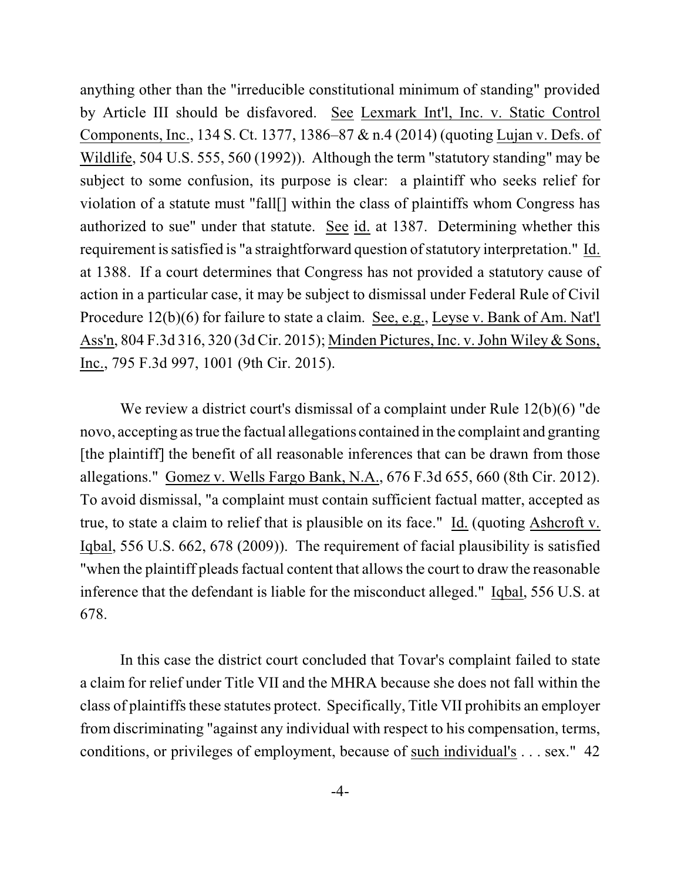anything other than the "irreducible constitutional minimum of standing" provided by Article III should be disfavored. See Lexmark Int'l, Inc. v. Static Control Components, Inc., 134 S. Ct. 1377, 1386–87 & n.4 (2014) (quoting Lujan v. Defs. of Wildlife, 504 U.S. 555, 560 (1992)). Although the term "statutory standing" may be subject to some confusion, its purpose is clear: a plaintiff who seeks relief for violation of a statute must "fall[] within the class of plaintiffs whom Congress has authorized to sue" under that statute. See id. at 1387. Determining whether this requirement is satisfied is "a straightforward question of statutory interpretation." Id. at 1388. If a court determines that Congress has not provided a statutory cause of action in a particular case, it may be subject to dismissal under Federal Rule of Civil Procedure 12(b)(6) for failure to state a claim. See, e.g., Leyse v. Bank of Am. Nat'l Ass'n, 804 F.3d 316, 320 (3d Cir. 2015); Minden Pictures, Inc. v. John Wiley & Sons, Inc., 795 F.3d 997, 1001 (9th Cir. 2015).

We review a district court's dismissal of a complaint under Rule 12(b)(6) "de novo, accepting as true the factual allegations contained in the complaint and granting [the plaintiff] the benefit of all reasonable inferences that can be drawn from those allegations." Gomez v. Wells Fargo Bank, N.A., 676 F.3d 655, 660 (8th Cir. 2012). To avoid dismissal, "a complaint must contain sufficient factual matter, accepted as true, to state a claim to relief that is plausible on its face." Id. (quoting Ashcroft v. Iqbal, 556 U.S. 662, 678 (2009)). The requirement of facial plausibility is satisfied "when the plaintiff pleads factual content that allows the court to draw the reasonable inference that the defendant is liable for the misconduct alleged." Iqbal, 556 U.S. at 678.

In this case the district court concluded that Tovar's complaint failed to state a claim for relief under Title VII and the MHRA because she does not fall within the class of plaintiffs these statutes protect. Specifically, Title VII prohibits an employer from discriminating "against any individual with respect to his compensation, terms, conditions, or privileges of employment, because of such individual's . . . sex." 42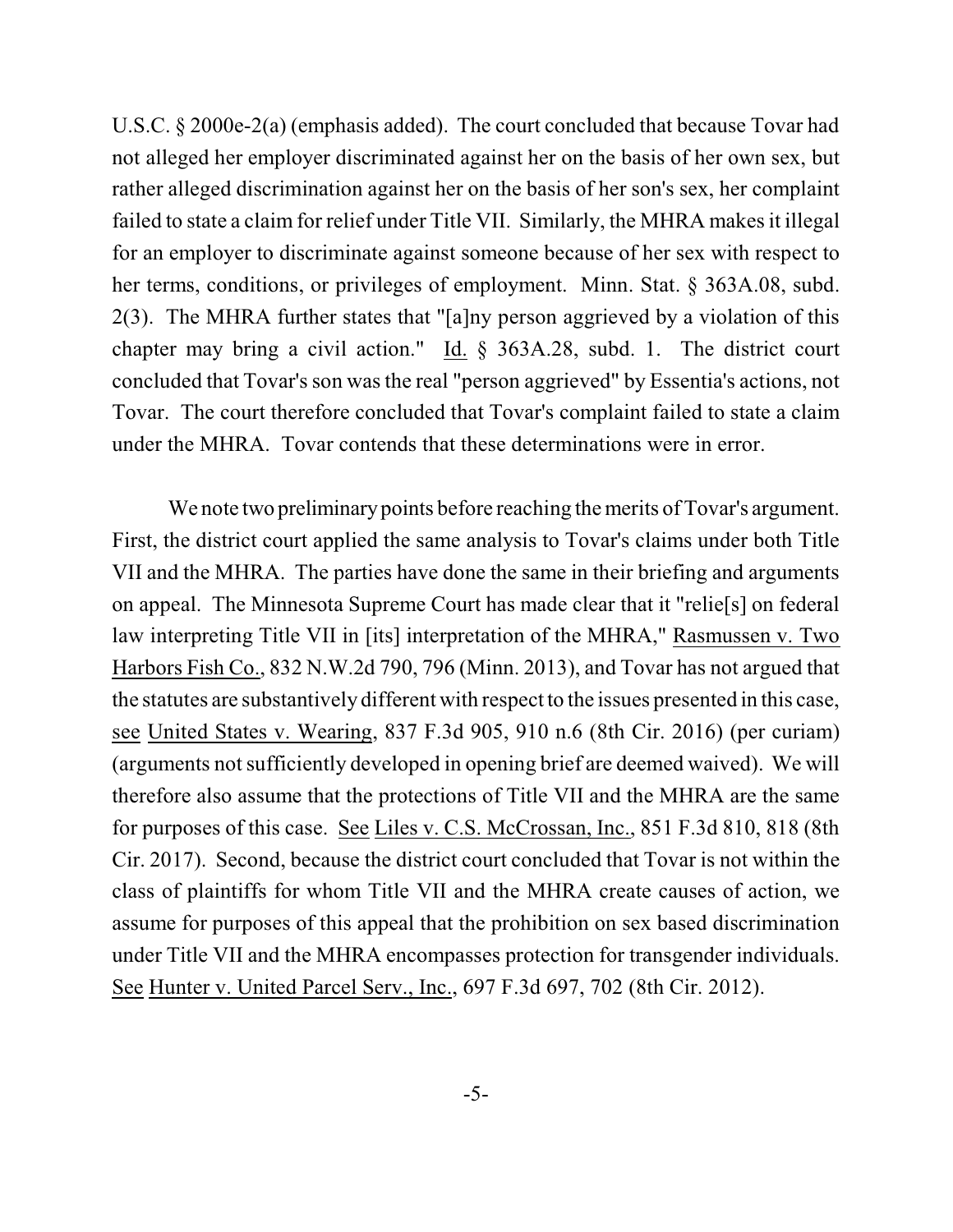U.S.C. § 2000e-2(a) (emphasis added). The court concluded that because Tovar had not alleged her employer discriminated against her on the basis of her own sex, but rather alleged discrimination against her on the basis of her son's sex, her complaint failed to state a claim for relief under Title VII. Similarly, the MHRA makes it illegal for an employer to discriminate against someone because of her sex with respect to her terms, conditions, or privileges of employment. Minn. Stat. § 363A.08, subd. 2(3). The MHRA further states that "[a]ny person aggrieved by a violation of this chapter may bring a civil action." Id. § 363A.28, subd. 1. The district court concluded that Tovar's son was the real "person aggrieved" by Essentia's actions, not Tovar. The court therefore concluded that Tovar's complaint failed to state a claim under the MHRA. Tovar contends that these determinations were in error.

We note two preliminary points before reaching the merits of Tovar's argument. First, the district court applied the same analysis to Tovar's claims under both Title VII and the MHRA. The parties have done the same in their briefing and arguments on appeal. The Minnesota Supreme Court has made clear that it "relie[s] on federal law interpreting Title VII in [its] interpretation of the MHRA," Rasmussen v. Two Harbors Fish Co., 832 N.W.2d 790, 796 (Minn. 2013), and Tovar has not argued that the statutes are substantively different with respect to the issues presented in this case, see United States v. Wearing, 837 F.3d 905, 910 n.6 (8th Cir. 2016) (per curiam) (arguments not sufficiently developed in opening brief are deemed waived). We will therefore also assume that the protections of Title VII and the MHRA are the same for purposes of this case. See Liles v. C.S. McCrossan, Inc., 851 F.3d 810, 818 (8th Cir. 2017). Second, because the district court concluded that Tovar is not within the class of plaintiffs for whom Title VII and the MHRA create causes of action, we assume for purposes of this appeal that the prohibition on sex based discrimination under Title VII and the MHRA encompasses protection for transgender individuals. See Hunter v. United Parcel Serv., Inc., 697 F.3d 697, 702 (8th Cir. 2012).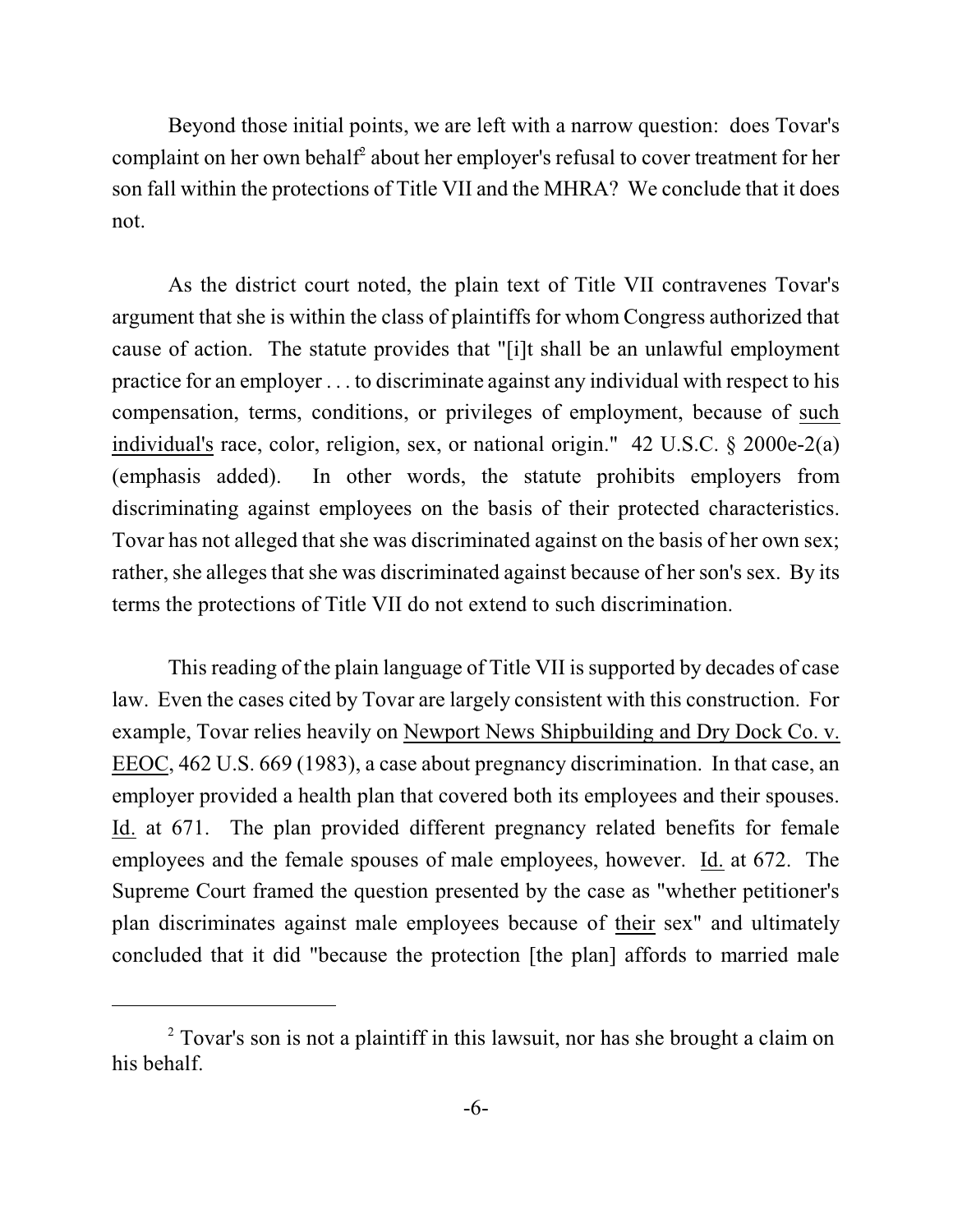Beyond those initial points, we are left with a narrow question: does Tovar's complaint on her own behalf[2] about her employer's refusal to cover treatment for her son fall within the protections of Title VII and the MHRA? We conclude that it does not.

As the district court noted, the plain text of Title VII contravenes Tovar's argument that she is within the class of plaintiffs for whom Congress authorized that cause of action. The statute provides that "[i]t shall be an unlawful employment practice for an employer . . . to discriminate against any individual with respect to his compensation, terms, conditions, or privileges of employment, because of <u>such individual's</u> race, color, religion, sex, or national origin." 42 U.S.C. § 2000e-2(a) (emphasis added). In other words, the statute prohibits employers from discriminating against employees on the basis of their protected characteristics. Tovar has not alleged that she was discriminated against on the basis of her own sex; rather, she alleges that she was discriminated against because of her son's sex. By its terms the protections of Title VII do not extend to such discrimination.

This reading of the plain language of Title VII is supported by decades of case law. Even the cases cited by Tovar are largely consistent with this construction. For example, Tovar relies heavily on <u>Newport News Shipbuilding and Dry Dock Co. v. EEOC</u>, 462 U.S. 669 (1983), a case about pregnancy discrimination. In that case, an employer provided a health plan that covered both its employees and their spouses. <u>Id.</u> at 671. The plan provided different pregnancy related benefits for female employees and the female spouses of male employees, however. <u>Id.</u> at 672. The Supreme Court framed the question presented by the case as "whether petitioner's plan discriminates against male employees because of <u>their</u> sex" and ultimately concluded that it did "because the protection [the plan] affords to married male

---

[2] Tovar's son is not a plaintiff in this lawsuit, nor has she brought a claim on his behalf.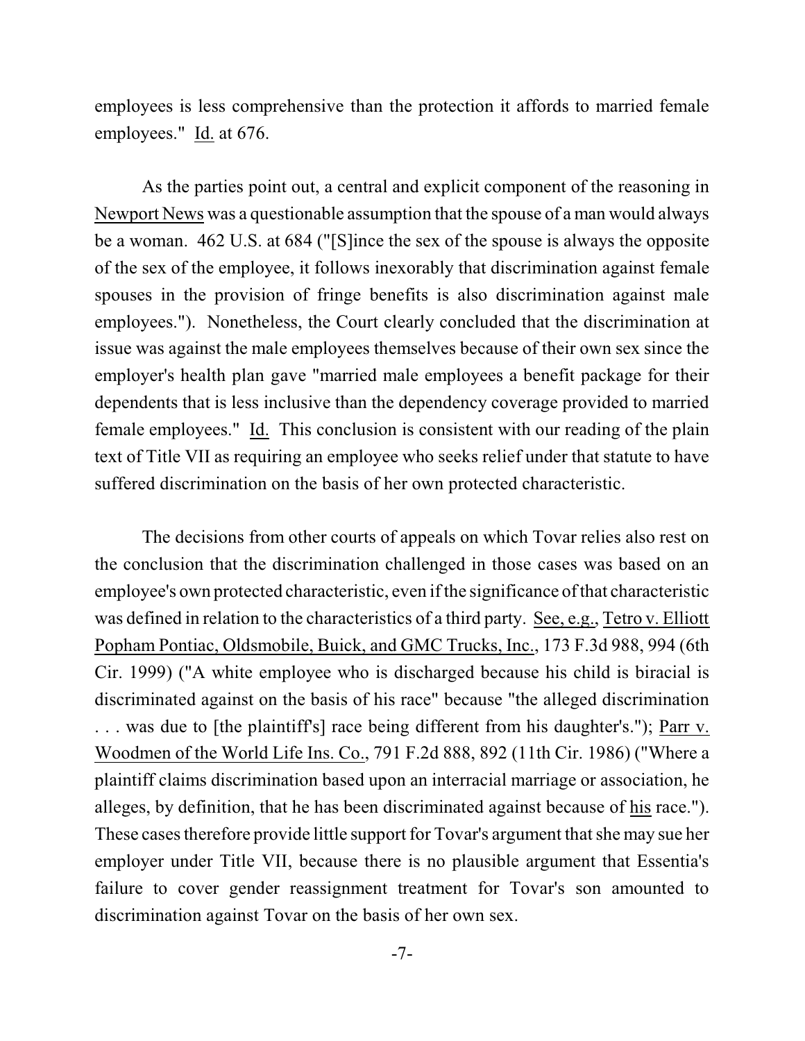employees is less comprehensive than the protection it affords to married female employees." Id. at 676.

As the parties point out, a central and explicit component of the reasoning in Newport News was a questionable assumption that the spouse of a man would always be a woman. 462 U.S. at 684 ("[S]ince the sex of the spouse is always the opposite of the sex of the employee, it follows inexorably that discrimination against female spouses in the provision of fringe benefits is also discrimination against male employees."). Nonetheless, the Court clearly concluded that the discrimination at issue was against the male employees themselves because of their own sex since the employer's health plan gave "married male employees a benefit package for their dependents that is less inclusive than the dependency coverage provided to married female employees." Id. This conclusion is consistent with our reading of the plain text of Title VII as requiring an employee who seeks relief under that statute to have suffered discrimination on the basis of her own protected characteristic.

The decisions from other courts of appeals on which Tovar relies also rest on the conclusion that the discrimination challenged in those cases was based on an employee's own protected characteristic, even if the significance of that characteristic was defined in relation to the characteristics of a third party. See, e.g., Tetro v. Elliott Popham Pontiac, Oldsmobile, Buick, and GMC Trucks, Inc., 173 F.3d 988, 994 (6th Cir. 1999) ("A white employee who is discharged because his child is biracial is discriminated against on the basis of his race" because "the alleged discrimination . . . was due to [the plaintiff's] race being different from his daughter's."); Parr v. Woodmen of the World Life Ins. Co., 791 F.2d 888, 892 (11th Cir. 1986) ("Where a plaintiff claims discrimination based upon an interracial marriage or association, he alleges, by definition, that he has been discriminated against because of his race."). These cases therefore provide little support for Tovar's argument that she may sue her employer under Title VII, because there is no plausible argument that Essentia's failure to cover gender reassignment treatment for Tovar's son amounted to discrimination against Tovar on the basis of her own sex.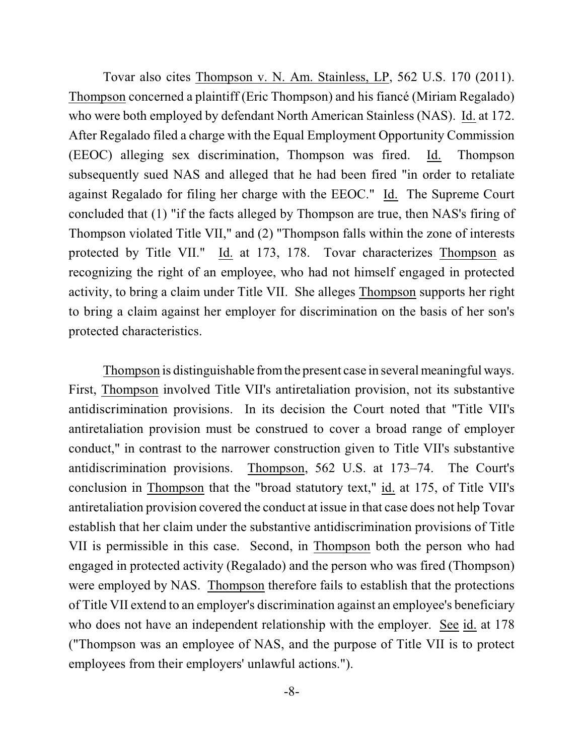Tovar also cites Thompson v. N. Am. Stainless, LP, 562 U.S. 170 (2011). Thompson concerned a plaintiff (Eric Thompson) and his fiancé (Miriam Regalado) who were both employed by defendant North American Stainless (NAS). Id. at 172. After Regalado filed a charge with the Equal Employment Opportunity Commission (EEOC) alleging sex discrimination, Thompson was fired. Id. Thompson subsequently sued NAS and alleged that he had been fired "in order to retaliate against Regalado for filing her charge with the EEOC." Id. The Supreme Court concluded that (1) "if the facts alleged by Thompson are true, then NAS's firing of Thompson violated Title VII," and (2) "Thompson falls within the zone of interests protected by Title VII." Id. at 173, 178. Tovar characterizes Thompson as recognizing the right of an employee, who had not himself engaged in protected activity, to bring a claim under Title VII. She alleges Thompson supports her right to bring a claim against her employer for discrimination on the basis of her son's protected characteristics.

Thompson is distinguishable from the present case in several meaningful ways. First, Thompson involved Title VII's antiretaliation provision, not its substantive antidiscrimination provisions. In its decision the Court noted that "Title VII's antiretaliation provision must be construed to cover a broad range of employer conduct," in contrast to the narrower construction given to Title VII's substantive antidiscrimination provisions. Thompson, 562 U.S. at 173–74. The Court's conclusion in Thompson that the "broad statutory text," id. at 175, of Title VII's antiretaliation provision covered the conduct at issue in that case does not help Tovar establish that her claim under the substantive antidiscrimination provisions of Title VII is permissible in this case. Second, in Thompson both the person who had engaged in protected activity (Regalado) and the person who was fired (Thompson) were employed by NAS. Thompson therefore fails to establish that the protections of Title VII extend to an employer's discrimination against an employee's beneficiary who does not have an independent relationship with the employer. See id. at 178 ("Thompson was an employee of NAS, and the purpose of Title VII is to protect employees from their employers' unlawful actions.").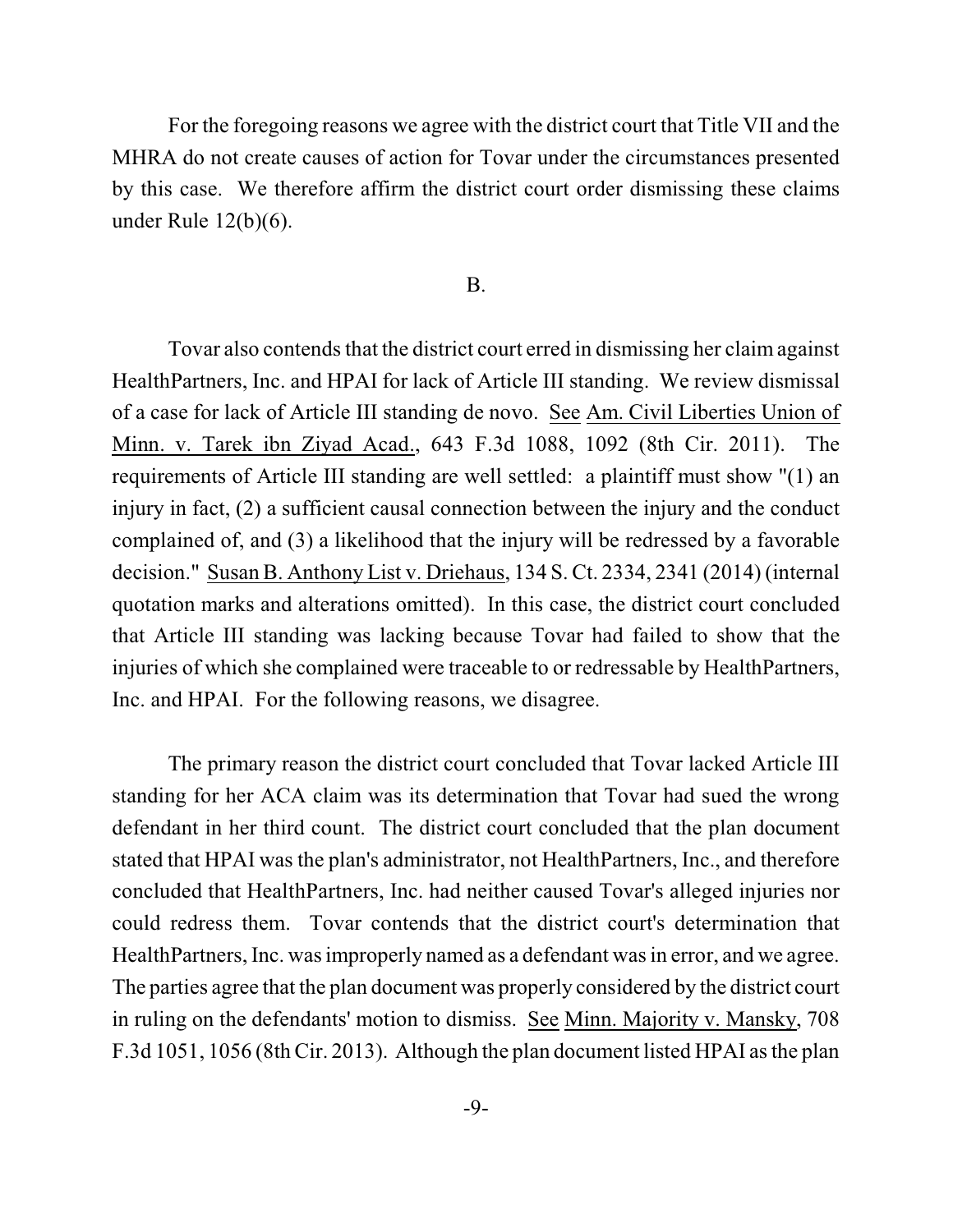For the foregoing reasons we agree with the district court that Title VII and the MHRA do not create causes of action for Tovar under the circumstances presented by this case. We therefore affirm the district court order dismissing these claims under Rule 12(b)(6).

## B.

Tovar also contends that the district court erred in dismissing her claim against HealthPartners, Inc. and HPAI for lack of Article III standing. We review dismissal of a case for lack of Article III standing de novo. See Am. Civil Liberties Union of Minn. v. Tarek ibn Ziyad Acad., 643 F.3d 1088, 1092 (8th Cir. 2011). The requirements of Article III standing are well settled: a plaintiff must show "(1) an injury in fact, (2) a sufficient causal connection between the injury and the conduct complained of, and (3) a likelihood that the injury will be redressed by a favorable decision." Susan B. Anthony List v. Driehaus, 134 S. Ct. 2334, 2341 (2014) (internal quotation marks and alterations omitted). In this case, the district court concluded that Article III standing was lacking because Tovar had failed to show that the injuries of which she complained were traceable to or redressable by HealthPartners, Inc. and HPAI. For the following reasons, we disagree.

The primary reason the district court concluded that Tovar lacked Article III standing for her ACA claim was its determination that Tovar had sued the wrong defendant in her third count. The district court concluded that the plan document stated that HPAI was the plan's administrator, not HealthPartners, Inc., and therefore concluded that HealthPartners, Inc. had neither caused Tovar's alleged injuries nor could redress them. Tovar contends that the district court's determination that HealthPartners, Inc. was improperly named as a defendant was in error, and we agree. The parties agree that the plan document was properly considered by the district court in ruling on the defendants' motion to dismiss. See Minn. Majority v. Mansky, 708 F.3d 1051, 1056 (8th Cir. 2013). Although the plan document listed HPAI as the plan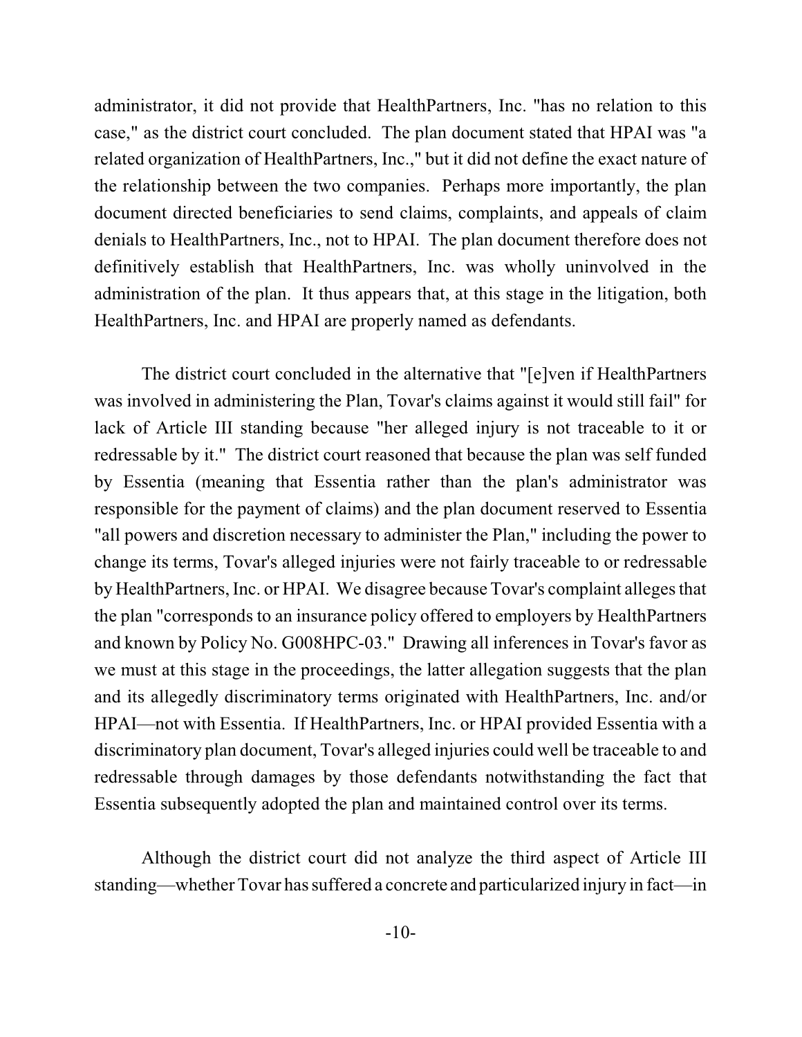administrator, it did not provide that HealthPartners, Inc. "has no relation to this case," as the district court concluded. The plan document stated that HPAI was "a related organization of HealthPartners, Inc.," but it did not define the exact nature of the relationship between the two companies. Perhaps more importantly, the plan document directed beneficiaries to send claims, complaints, and appeals of claim denials to HealthPartners, Inc., not to HPAI. The plan document therefore does not definitively establish that HealthPartners, Inc. was wholly uninvolved in the administration of the plan. It thus appears that, at this stage in the litigation, both HealthPartners, Inc. and HPAI are properly named as defendants.

The district court concluded in the alternative that "[e]ven if HealthPartners was involved in administering the Plan, Tovar's claims against it would still fail" for lack of Article III standing because "her alleged injury is not traceable to it or redressable by it." The district court reasoned that because the plan was self funded by Essentia (meaning that Essentia rather than the plan's administrator was responsible for the payment of claims) and the plan document reserved to Essentia "all powers and discretion necessary to administer the Plan," including the power to change its terms, Tovar's alleged injuries were not fairly traceable to or redressable by HealthPartners, Inc. or HPAI. We disagree because Tovar's complaint alleges that the plan "corresponds to an insurance policy offered to employers by HealthPartners and known by Policy No. G008HPC-03." Drawing all inferences in Tovar's favor as we must at this stage in the proceedings, the latter allegation suggests that the plan and its allegedly discriminatory terms originated with HealthPartners, Inc. and/or HPAI—not with Essentia. If HealthPartners, Inc. or HPAI provided Essentia with a discriminatory plan document, Tovar's alleged injuries could well be traceable to and redressable through damages by those defendants notwithstanding the fact that Essentia subsequently adopted the plan and maintained control over its terms.

Although the district court did not analyze the third aspect of Article III standing—whether Tovar has suffered a concrete and particularized injury in fact—in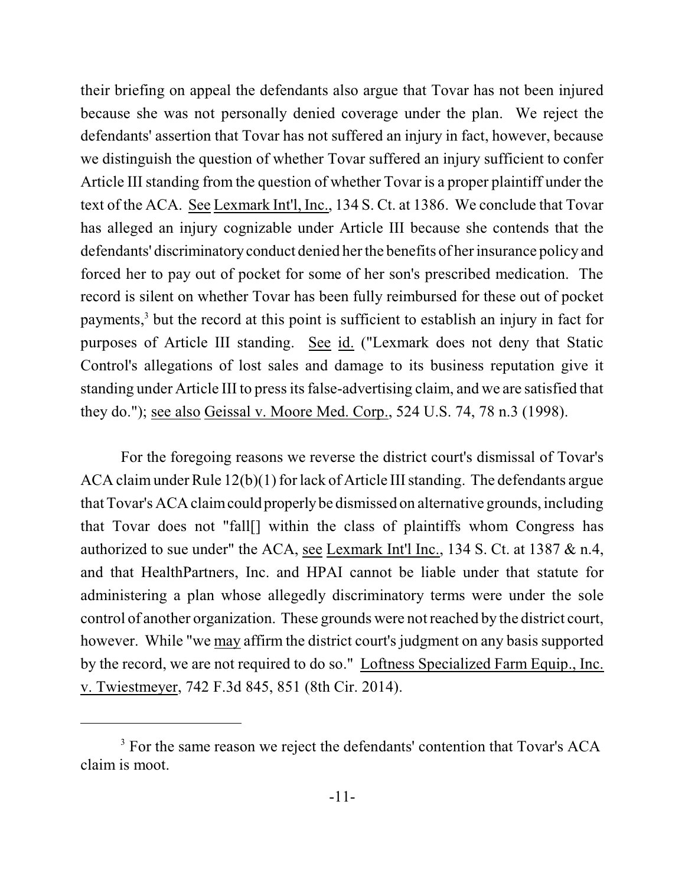their briefing on appeal the defendants also argue that Tovar has not been injured because she was not personally denied coverage under the plan. We reject the defendants' assertion that Tovar has not suffered an injury in fact, however, because we distinguish the question of whether Tovar suffered an injury sufficient to confer Article III standing from the question of whether Tovar is a proper plaintiff under the text of the ACA. See Lexmark Int'l, Inc., 134 S. Ct. at 1386. We conclude that Tovar has alleged an injury cognizable under Article III because she contends that the defendants' discriminatory conduct denied her the benefits of her insurance policy and forced her to pay out of pocket for some of her son's prescribed medication. The record is silent on whether Tovar has been fully reimbursed for these out of pocket payments,[3] but the record at this point is sufficient to establish an injury in fact for purposes of Article III standing. See id. ("Lexmark does not deny that Static Control's allegations of lost sales and damage to its business reputation give it standing under Article III to press its false-advertising claim, and we are satisfied that they do."); see also Geissal v. Moore Med. Corp., 524 U.S. 74, 78 n.3 (1998).

For the foregoing reasons we reverse the district court's dismissal of Tovar's ACA claim under Rule 12(b)(1) for lack of Article III standing. The defendants argue that Tovar's ACA claim could properly be dismissed on alternative grounds, including that Tovar does not "fall[] within the class of plaintiffs whom Congress has authorized to sue under" the ACA, see Lexmark Int'l Inc., 134 S. Ct. at 1387 & n.4, and that HealthPartners, Inc. and HPAI cannot be liable under that statute for administering a plan whose allegedly discriminatory terms were under the sole control of another organization. These grounds were not reached by the district court, however. While "we may affirm the district court's judgment on any basis supported by the record, we are not required to do so." Loftness Specialized Farm Equip., Inc. v. Twiestmeyer, 742 F.3d 845, 851 (8th Cir. 2014).

---

[3] For the same reason we reject the defendants' contention that Tovar's ACA claim is moot.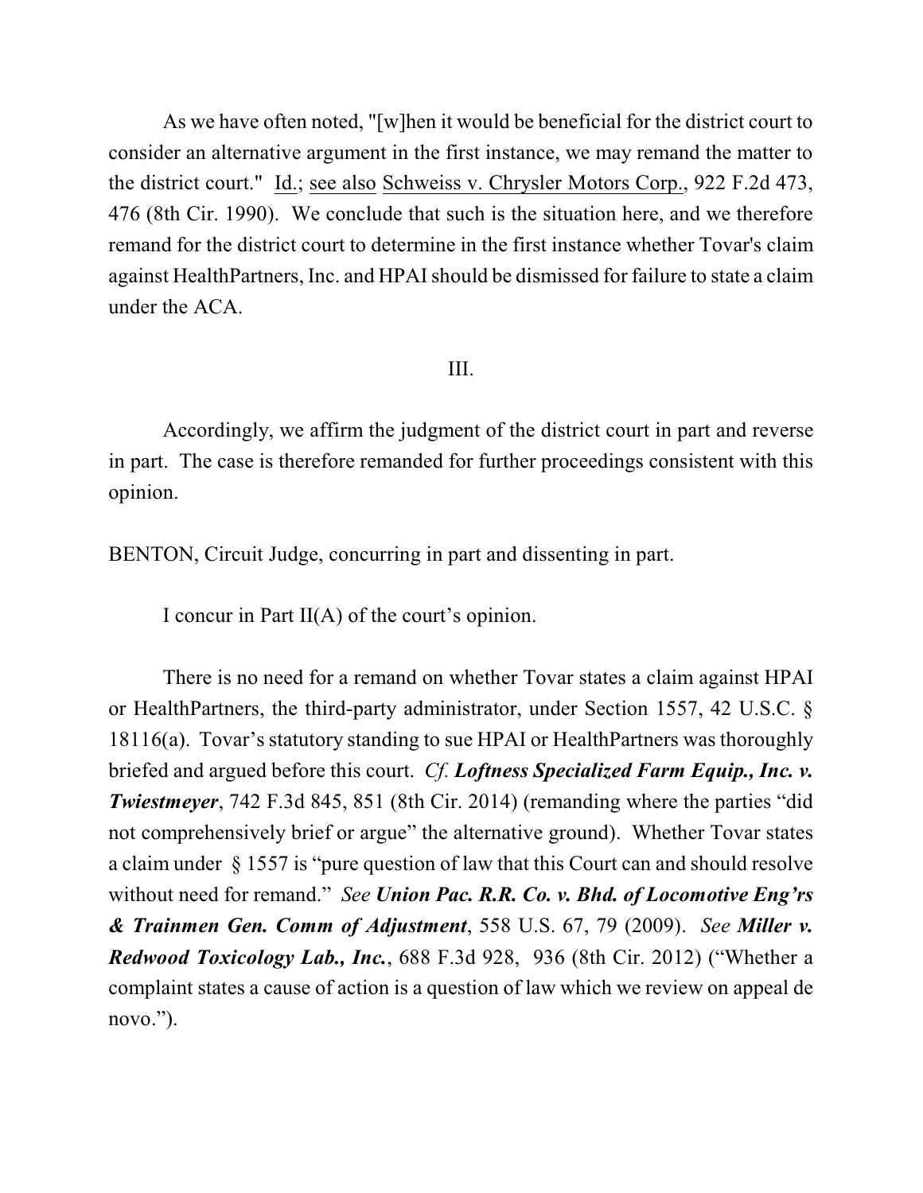As we have often noted, "[w]hen it would be beneficial for the district court to consider an alternative argument in the first instance, we may remand the matter to the district court." Id.; see also Schweiss v. Chrysler Motors Corp., 922 F.2d 473, 476 (8th Cir. 1990). We conclude that such is the situation here, and we therefore remand for the district court to determine in the first instance whether Tovar's claim against HealthPartners, Inc. and HPAI should be dismissed for failure to state a claim under the ACA.

### III.

Accordingly, we affirm the judgment of the district court in part and reverse in part. The case is therefore remanded for further proceedings consistent with this opinion.

BENTON, Circuit Judge, concurring in part and dissenting in part.

I concur in Part II(A) of the court's opinion.

There is no need for a remand on whether Tovar states a claim against HPAI or HealthPartners, the third-party administrator, under Section 1557, 42 U.S.C. § 18116(a). Tovar's statutory standing to sue HPAI or HealthPartners was thoroughly briefed and argued before this court. *Cf.* ***Loftness Specialized Farm Equip., Inc. v. Twiestmeyer***, 742 F.3d 845, 851 (8th Cir. 2014) (remanding where the parties "did not comprehensively brief or argue" the alternative ground). Whether Tovar states a claim under § 1557 is "pure question of law that this Court can and should resolve without need for remand." *See* ***Union Pac. R.R. Co. v. Bhd. of Locomotive Eng'rs & Trainmen Gen. Comm of Adjustment***, 558 U.S. 67, 79 (2009). *See* ***Miller v. Redwood Toxicology Lab., Inc.***, 688 F.3d 928, 936 (8th Cir. 2012) ("Whether a complaint states a cause of action is a question of law which we review on appeal de novo.").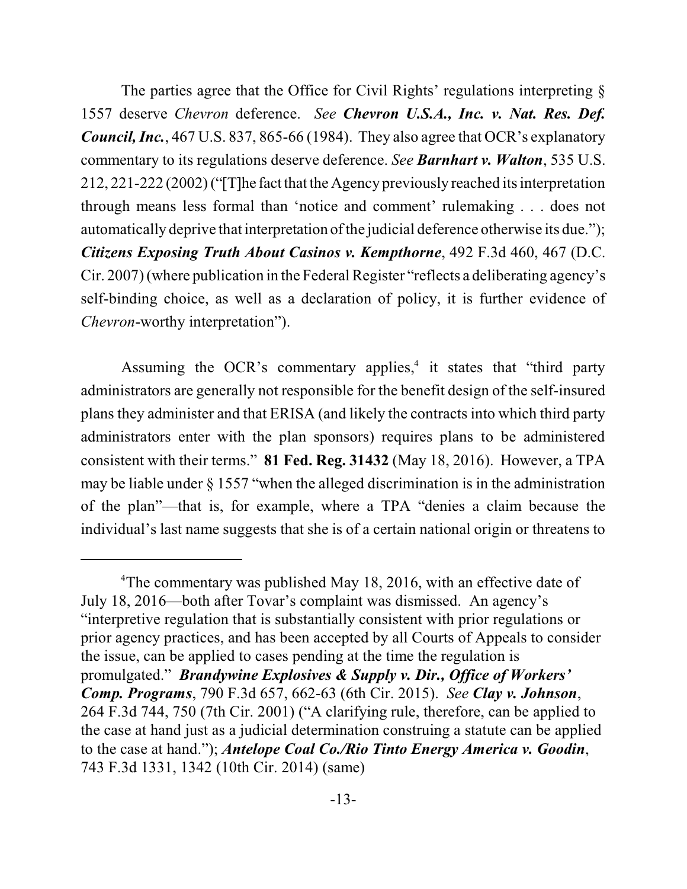The parties agree that the Office for Civil Rights' regulations interpreting § 1557 deserve *Chevron* deference. *See* ***Chevron U.S.A., Inc. v. Nat. Res. Def. Council, Inc.***, 467 U.S. 837, 865-66 (1984). They also agree that OCR's explanatory commentary to its regulations deserve deference. *See* ***Barnhart v. Walton***, 535 U.S. 212, 221-222 (2002) ("[T]he fact that the Agency previously reached its interpretation through means less formal than 'notice and comment' rulemaking . . . does not automatically deprive that interpretation of the judicial deference otherwise its due."); ***Citizens Exposing Truth About Casinos v. Kempthorne***, 492 F.3d 460, 467 (D.C. Cir. 2007) (where publication in the Federal Register "reflects a deliberating agency's self-binding choice, as well as a declaration of policy, it is further evidence of *Chevron*-worthy interpretation").

Assuming the OCR's commentary applies,[4] it states that "third party administrators are generally not responsible for the benefit design of the self-insured plans they administer and that ERISA (and likely the contracts into which third party administrators enter with the plan sponsors) requires plans to be administered consistent with their terms." **81 Fed. Reg. 31432** (May 18, 2016). However, a TPA may be liable under § 1557 "when the alleged discrimination is in the administration of the plan"—that is, for example, where a TPA "denies a claim because the individual's last name suggests that she is of a certain national origin or threatens to

---

[4]The commentary was published May 18, 2016, with an effective date of July 18, 2016—both after Tovar's complaint was dismissed. An agency's "interpretive regulation that is substantially consistent with prior regulations or prior agency practices, and has been accepted by all Courts of Appeals to consider the issue, can be applied to cases pending at the time the regulation is promulgated." ***Brandywine Explosives & Supply v. Dir., Office of Workers' Comp. Programs***, 790 F.3d 657, 662-63 (6th Cir. 2015). *See* ***Clay v. Johnson***, 264 F.3d 744, 750 (7th Cir. 2001) ("A clarifying rule, therefore, can be applied to the case at hand just as a judicial determination construing a statute can be applied to the case at hand."); ***Antelope Coal Co./Rio Tinto Energy America v. Goodin***, 743 F.3d 1331, 1342 (10th Cir. 2014) (same)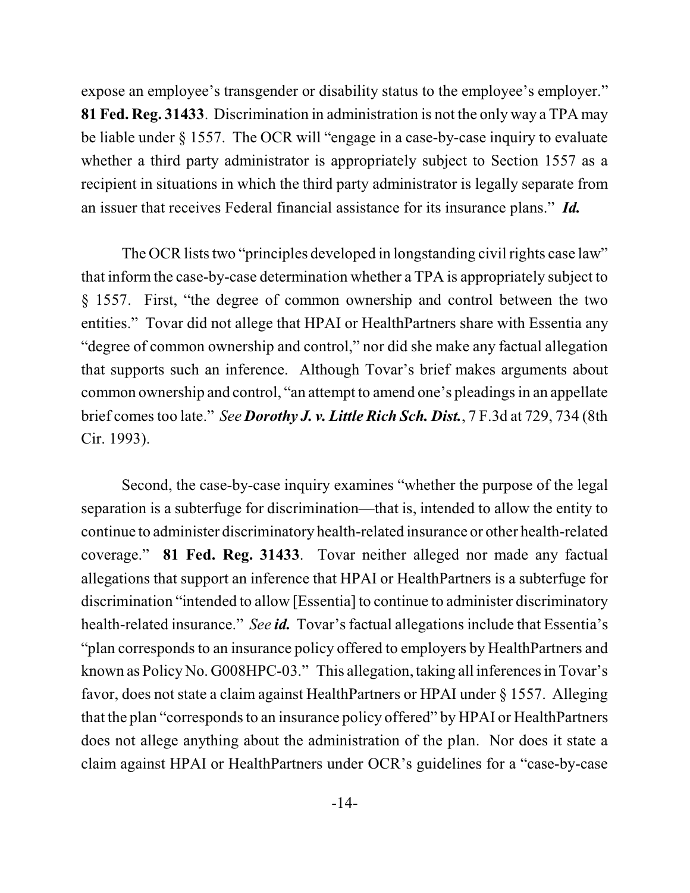expose an employee's transgender or disability status to the employee's employer." **81 Fed. Reg. 31433**. Discrimination in administration is not the only way a TPA may be liable under § 1557. The OCR will "engage in a case-by-case inquiry to evaluate whether a third party administrator is appropriately subject to Section 1557 as a recipient in situations in which the third party administrator is legally separate from an issuer that receives Federal financial assistance for its insurance plans." ***Id.***

The OCR lists two "principles developed in longstanding civil rights case law" that inform the case-by-case determination whether a TPA is appropriately subject to § 1557. First, "the degree of common ownership and control between the two entities." Tovar did not allege that HPAI or HealthPartners share with Essentia any "degree of common ownership and control," nor did she make any factual allegation that supports such an inference. Although Tovar's brief makes arguments about common ownership and control, "an attempt to amend one's pleadings in an appellate brief comes too late." *See* ***Dorothy J. v. Little Rich Sch. Dist.***, 7 F.3d at 729, 734 (8th Cir. 1993).

Second, the case-by-case inquiry examines "whether the purpose of the legal separation is a subterfuge for discrimination—that is, intended to allow the entity to continue to administer discriminatory health-related insurance or other health-related coverage." **81 Fed. Reg. 31433**. Tovar neither alleged nor made any factual allegations that support an inference that HPAI or HealthPartners is a subterfuge for discrimination "intended to allow [Essentia] to continue to administer discriminatory health-related insurance." *See* ***id.*** Tovar's factual allegations include that Essentia's "plan corresponds to an insurance policy offered to employers by HealthPartners and known as Policy No. G008HPC-03." This allegation, taking all inferences in Tovar's favor, does not state a claim against HealthPartners or HPAI under § 1557. Alleging that the plan "corresponds to an insurance policy offered" by HPAI or HealthPartners does not allege anything about the administration of the plan. Nor does it state a claim against HPAI or HealthPartners under OCR's guidelines for a "case-by-case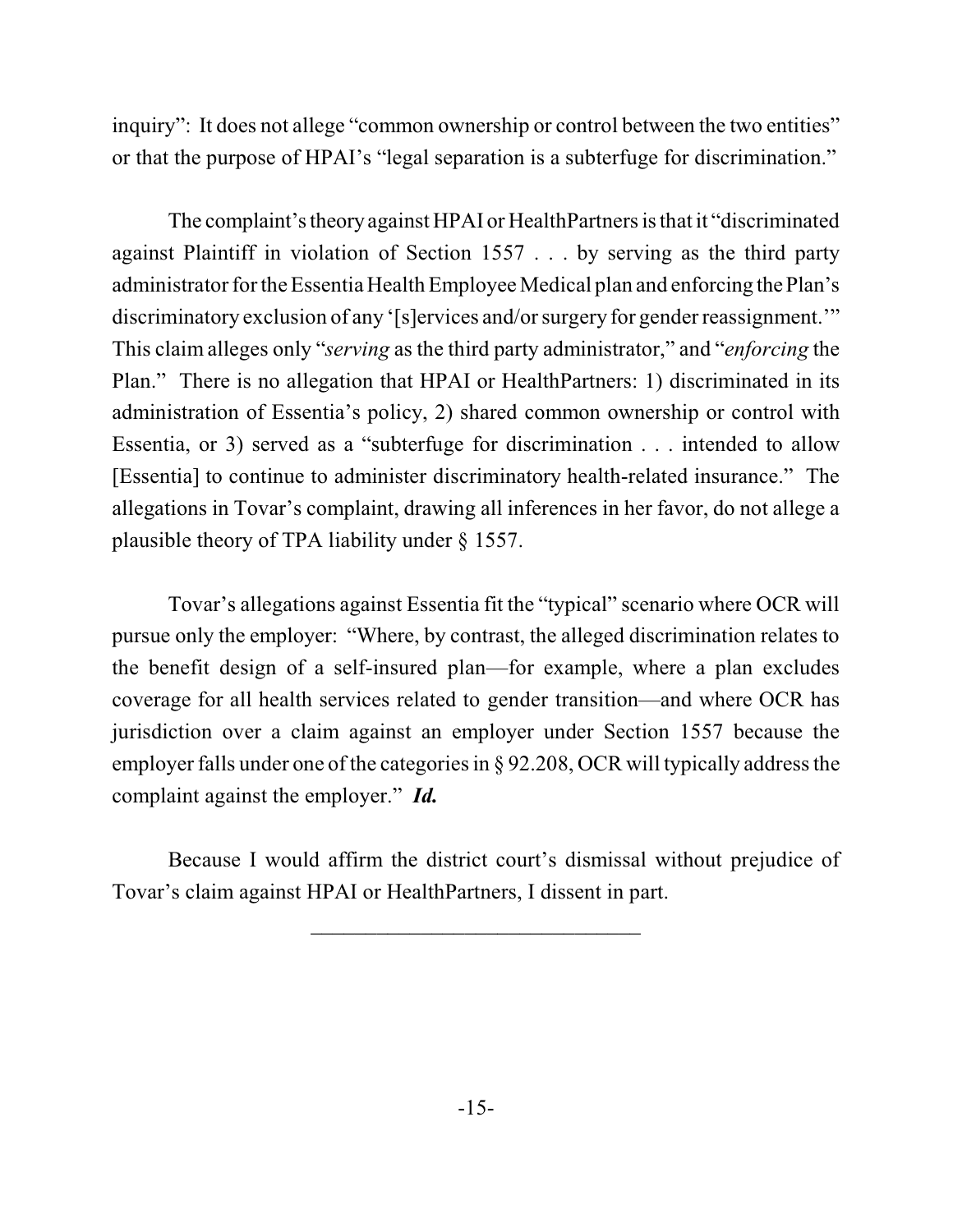inquiry": It does not allege "common ownership or control between the two entities" or that the purpose of HPAI's "legal separation is a subterfuge for discrimination."

The complaint's theory against HPAI or HealthPartners is that it "discriminated against Plaintiff in violation of Section 1557 . . . by serving as the third party administrator for the Essentia Health Employee Medical plan and enforcing the Plan's discriminatory exclusion of any '[s]ervices and/or surgery for gender reassignment.'" This claim alleges only "*serving* as the third party administrator," and "*enforcing* the Plan." There is no allegation that HPAI or HealthPartners: 1) discriminated in its administration of Essentia's policy, 2) shared common ownership or control with Essentia, or 3) served as a "subterfuge for discrimination . . . intended to allow [Essentia] to continue to administer discriminatory health-related insurance." The allegations in Tovar's complaint, drawing all inferences in her favor, do not allege a plausible theory of TPA liability under § 1557.

Tovar's allegations against Essentia fit the "typical" scenario where OCR will pursue only the employer: "Where, by contrast, the alleged discrimination relates to the benefit design of a self-insured plan—for example, where a plan excludes coverage for all health services related to gender transition—and where OCR has jurisdiction over a claim against an employer under Section 1557 because the employer falls under one of the categories in § 92.208, OCR will typically address the complaint against the employer." ***Id.***

Because I would affirm the district court's dismissal without prejudice of Tovar's claim against HPAI or HealthPartners, I dissent in part.

______________________________